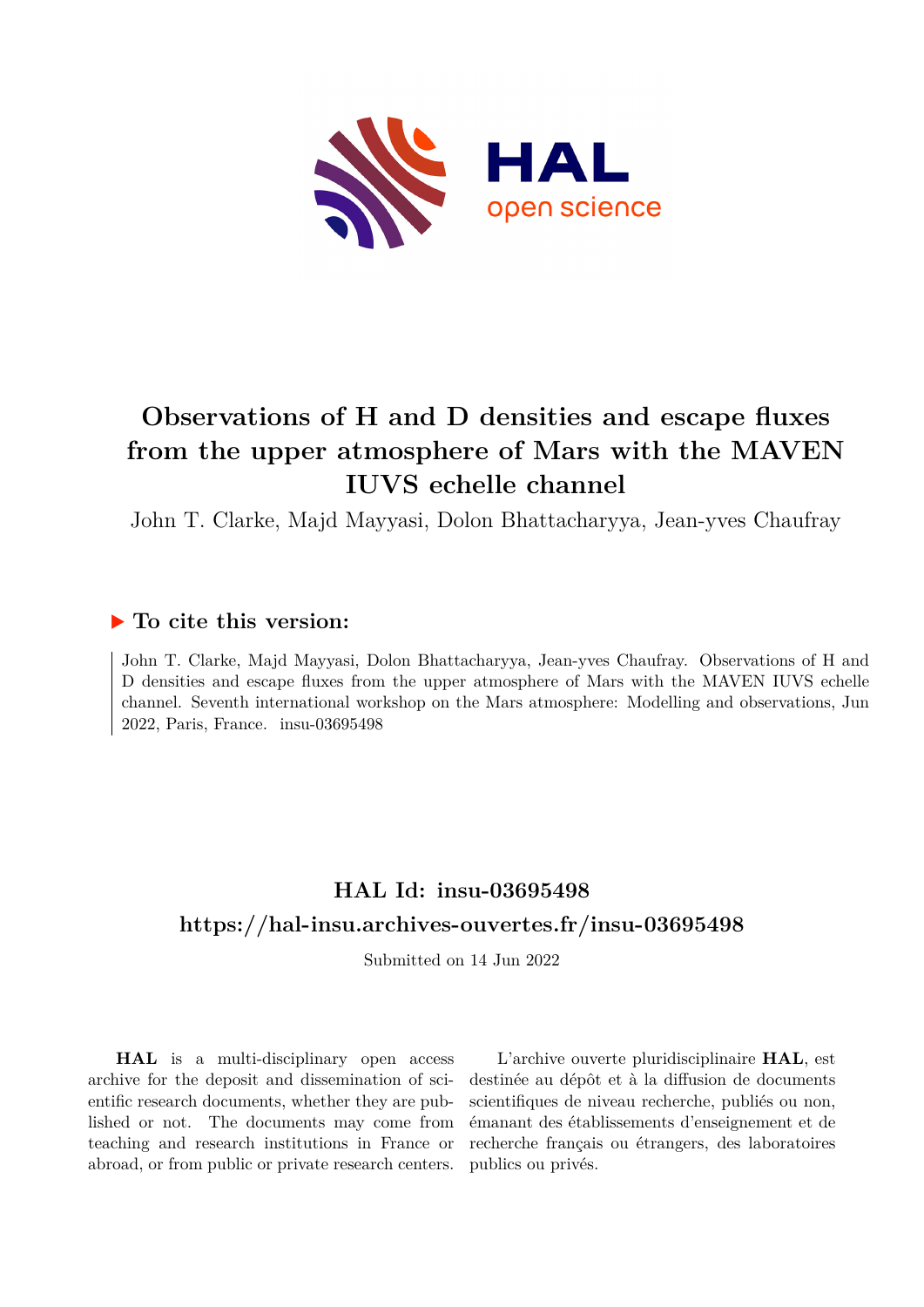# Observations of H and D densities and escape fluxes from the upper atmosphere of Mars with the MAVEN IUVS echelle channel

John T. Clarke, Majd Mayyasi, Dolon Bhattacharyya, Jean-yves Chaufray

## ▶ To cite this version:

John T. Clarke, Majd Mayyasi, Dolon Bhattacharyya, Jean-yves Chaufray. Observations of H and D densities and escape fluxes from the upper atmosphere of Mars with the MAVEN IUVS echelle channel. Seventh international workshop on the Mars atmosphere: Modelling and observations, Jun 2022, Paris, France. insu-03695498

## HAL Id: insu-03695498

## https://hal-insu.archives-ouvertes.fr/insu-03695498

Submitted on 14 Jun 2022

**HAL** is a multi-disciplinary open access archive for the deposit and dissemination of scientific research documents, whether they are published or not. The documents may come from teaching and research institutions in France or abroad, or from public or private research centers.

L'archive ouverte pluridisciplinaire **HAL**, est destinée au dépôt et à la diffusion de documents scientifiques de niveau recherche, publiés ou non, émanant des établissements d'enseignement et de recherche français ou étrangers, des laboratoires publics ou privés.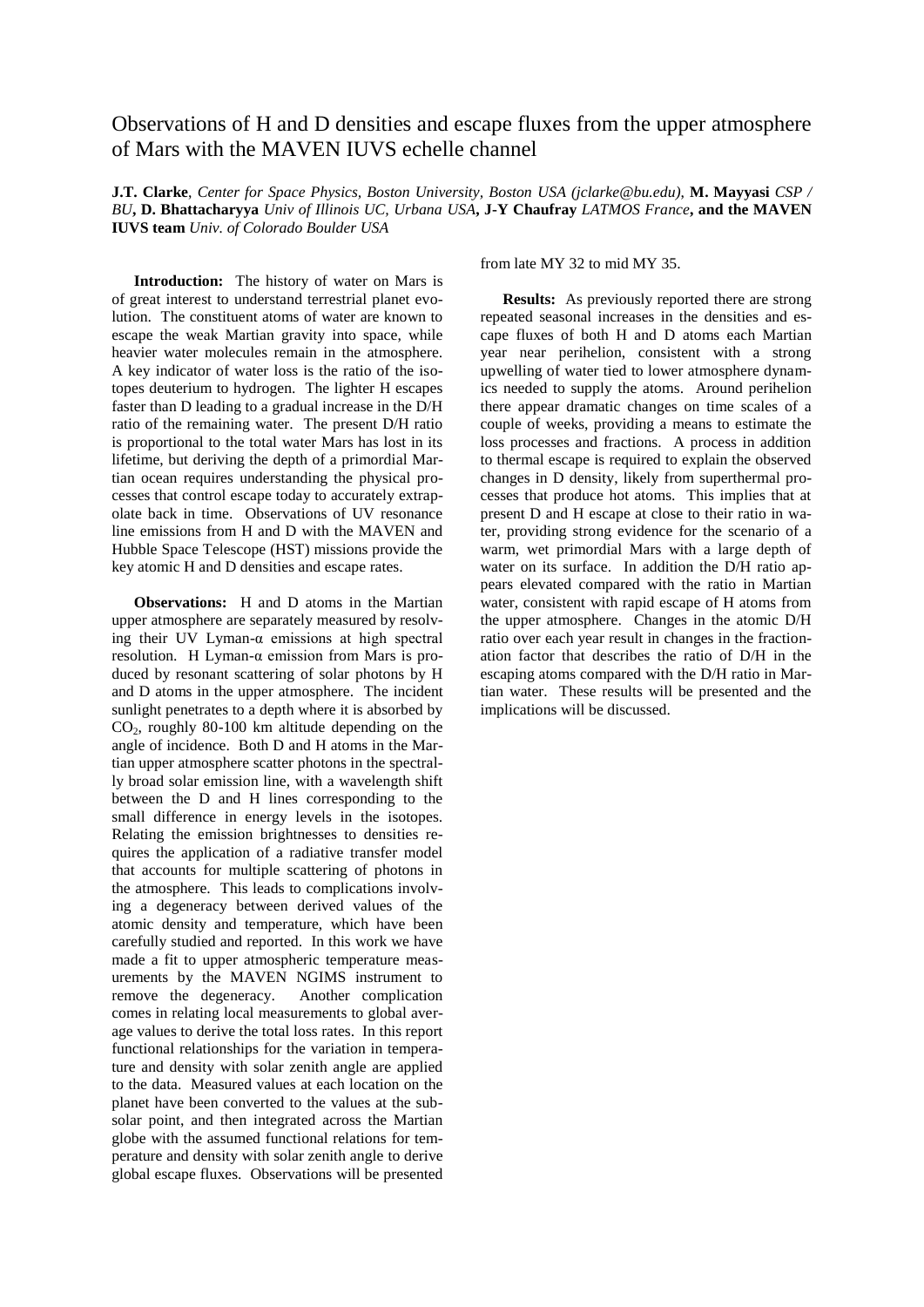# Observations of H and D densities and escape fluxes from the upper atmosphere of Mars with the MAVEN IUVS echelle channel

**J.T. Clarke**, *Center for Space Physics, Boston University, Boston USA (jclarke@bu.edu)*, **M. Mayyasi** *CSP / BU*, **D. Bhattacharyya** *Univ of Illinois UC, Urbana USA*, **J-Y Chaufray** *LATMOS France*, **and the MAVEN IUVS team** *Univ. of Colorado Boulder USA*

**Introduction:** The history of water on Mars is of great interest to understand terrestrial planet evolution. The constituent atoms of water are known to escape the weak Martian gravity into space, while heavier water molecules remain in the atmosphere. A key indicator of water loss is the ratio of the isotopes deuterium to hydrogen. The lighter H escapes faster than D leading to a gradual increase in the D/H ratio of the remaining water. The present D/H ratio is proportional to the total water Mars has lost in its lifetime, but deriving the depth of a primordial Martian ocean requires understanding the physical processes that control escape today to accurately extrapolate back in time. Observations of UV resonance line emissions from H and D with the MAVEN and Hubble Space Telescope (HST) missions provide the key atomic H and D densities and escape rates.

**Observations:** H and D atoms in the Martian upper atmosphere are separately measured by resolving their UV Lyman-α emissions at high spectral resolution. H Lyman-α emission from Mars is produced by resonant scattering of solar photons by H and D atoms in the upper atmosphere. The incident sunlight penetrates to a depth where it is absorbed by $CO_2$, roughly 80-100 km altitude depending on the angle of incidence. Both D and H atoms in the Martian upper atmosphere scatter photons in the spectrally broad solar emission line, with a wavelength shift between the D and H lines corresponding to the small difference in energy levels in the isotopes. Relating the emission brightnesses to densities requires the application of a radiative transfer model that accounts for multiple scattering of photons in the atmosphere. This leads to complications involving a degeneracy between derived values of the atomic density and temperature, which have been carefully studied and reported. In this work we have made a fit to upper atmospheric temperature measurements by the MAVEN NGIMS instrument to remove the degeneracy. Another complication comes in relating local measurements to global average values to derive the total loss rates. In this report functional relationships for the variation in temperature and density with solar zenith angle are applied to the data. Measured values at each location on the planet have been converted to the values at the subsolar point, and then integrated across the Martian globe with the assumed functional relations for temperature and density with solar zenith angle to derive global escape fluxes. Observations will be presented from late MY 32 to mid MY 35.

**Results:** As previously reported there are strong repeated seasonal increases in the densities and escape fluxes of both H and D atoms each Martian year near perihelion, consistent with a strong upwelling of water tied to lower atmosphere dynamics needed to supply the atoms. Around perihelion there appear dramatic changes on time scales of a couple of weeks, providing a means to estimate the loss processes and fractions. A process in addition to thermal escape is required to explain the observed changes in D density, likely from superthermal processes that produce hot atoms. This implies that at present D and H escape at close to their ratio in water, providing strong evidence for the scenario of a warm, wet primordial Mars with a large depth of water on its surface. In addition the D/H ratio appears elevated compared with the ratio in Martian water, consistent with rapid escape of H atoms from the upper atmosphere. Changes in the atomic D/H ratio over each year result in changes in the fractionation factor that describes the ratio of D/H in the escaping atoms compared with the D/H ratio in Martian water. These results will be presented and the implications will be discussed.